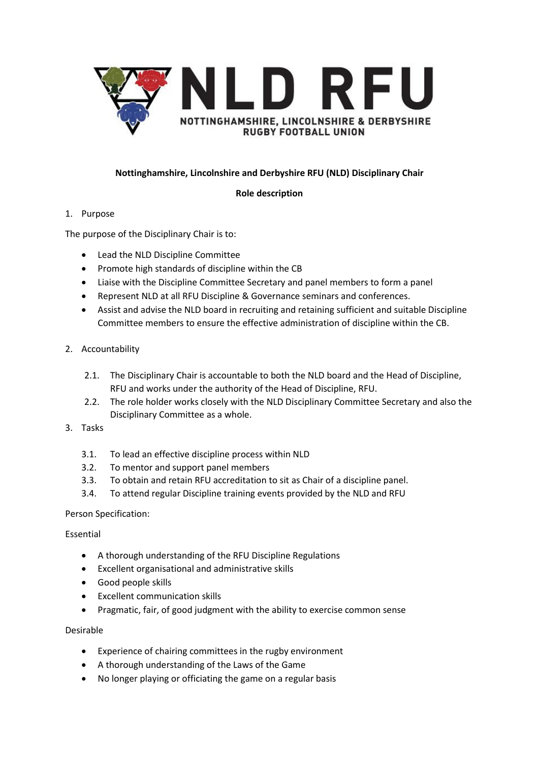NLD RFU

NOTTINGHAMSHIRE, LINCOLNSHIRE & DERBYSHIRE RUGBY FOOTBALL UNION

**Nottinghamshire, Lincolnshire and Derbyshire RFU (NLD) Disciplinary Chair**

**Role description**

1. Purpose

The purpose of the Disciplinary Chair is to:

- Lead the NLD Discipline Committee
- Promote high standards of discipline within the CB
- Liaise with the Discipline Committee Secretary and panel members to form a panel
- Represent NLD at all RFU Discipline & Governance seminars and conferences.
- Assist and advise the NLD board in recruiting and retaining sufficient and suitable Discipline Committee members to ensure the effective administration of discipline within the CB.

2. Accountability

2.1. The Disciplinary Chair is accountable to both the NLD board and the Head of Discipline, RFU and works under the authority of the Head of Discipline, RFU.

2.2. The role holder works closely with the NLD Disciplinary Committee Secretary and also the Disciplinary Committee as a whole.

3. Tasks

3.1. To lead an effective discipline process within NLD

3.2. To mentor and support panel members

3.3. To obtain and retain RFU accreditation to sit as Chair of a discipline panel.

3.4. To attend regular Discipline training events provided by the NLD and RFU

Person Specification:

Essential

- A thorough understanding of the RFU Discipline Regulations
- Excellent organisational and administrative skills
- Good people skills
- Excellent communication skills
- Pragmatic, fair, of good judgment with the ability to exercise common sense

Desirable

- Experience of chairing committees in the rugby environment
- A thorough understanding of the Laws of the Game
- No longer playing or officiating the game on a regular basis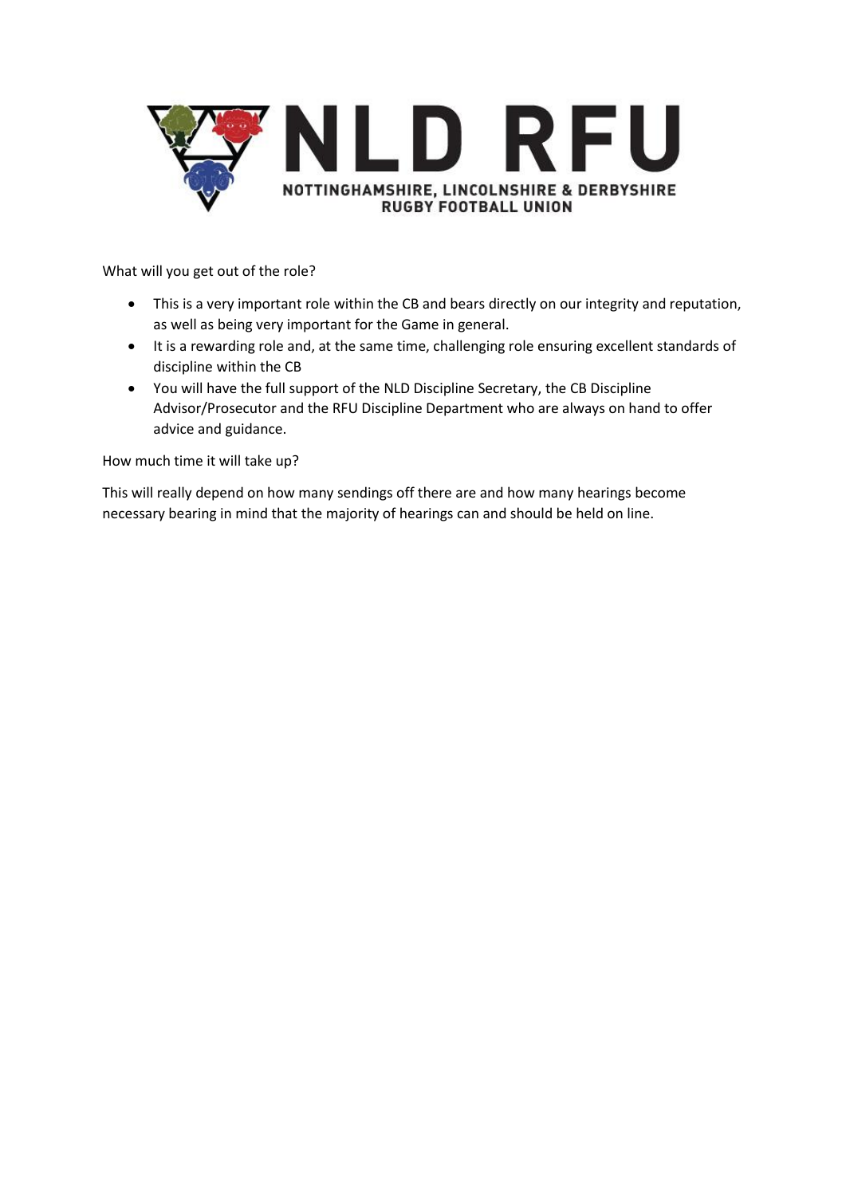NLD RFU

NOTTINGHAMSHIRE, LINCOLNSHIRE & DERBYSHIRE
RUGBY FOOTBALL UNION

What will you get out of the role?

- This is a very important role within the CB and bears directly on our integrity and reputation, as well as being very important for the Game in general.
- It is a rewarding role and, at the same time, challenging role ensuring excellent standards of discipline within the CB
- You will have the full support of the NLD Discipline Secretary, the CB Discipline Advisor/Prosecutor and the RFU Discipline Department who are always on hand to offer advice and guidance.

How much time it will take up?

This will really depend on how many sendings off there are and how many hearings become necessary bearing in mind that the majority of hearings can and should be held on line.